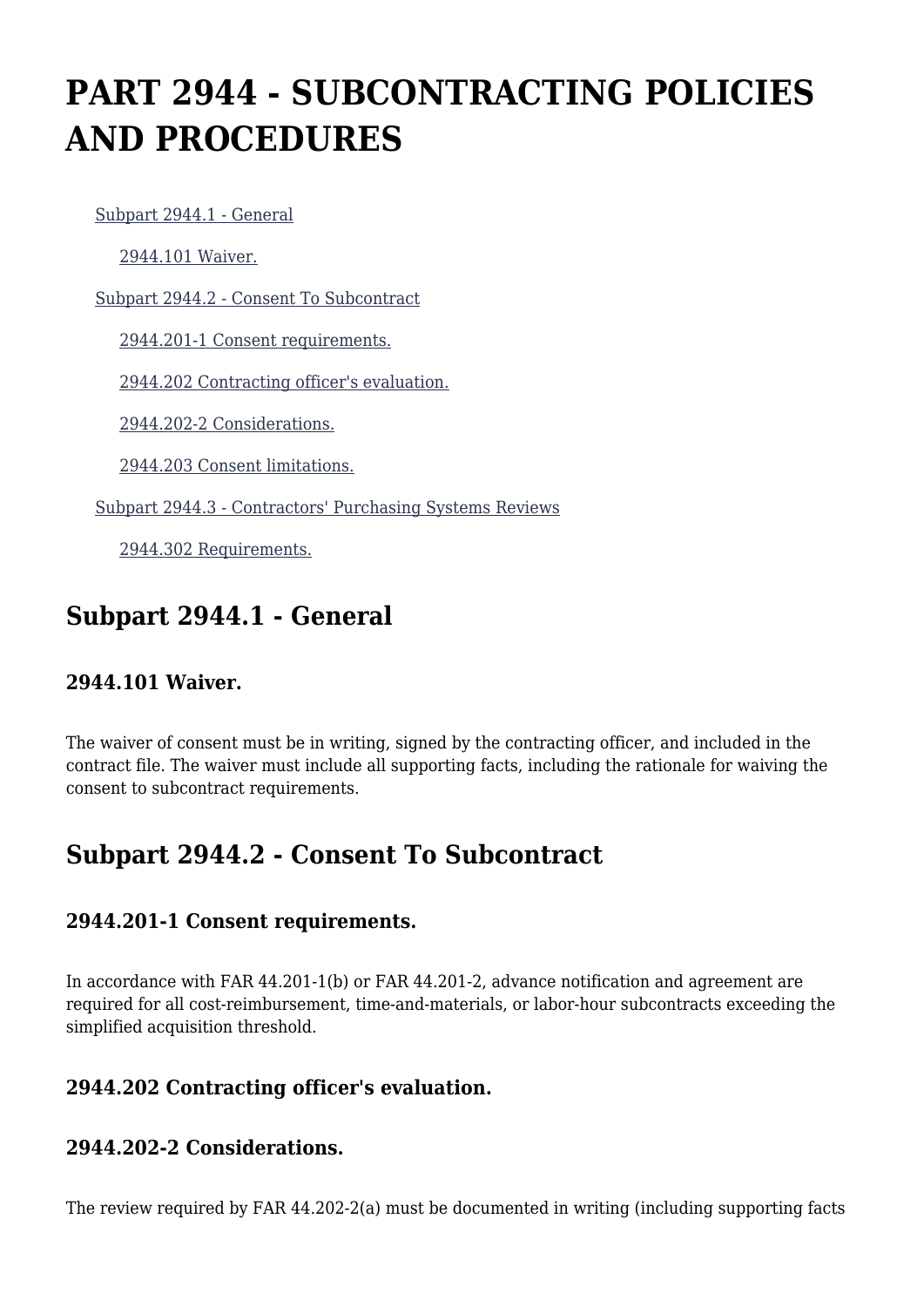# PART 2944 - SUBCONTRACTING POLICIES AND PROCEDURES

- Subpart 2944.1 - General
  - 2944.101 Waiver.
- Subpart 2944.2 - Consent To Subcontract
  - 2944.201-1 Consent requirements.
  - 2944.202 Contracting officer's evaluation.
  - 2944.202-2 Considerations.
  - 2944.203 Consent limitations.
- Subpart 2944.3 - Contractors' Purchasing Systems Reviews
  - 2944.302 Requirements.

## Subpart 2944.1 - General

### 2944.101 Waiver.

The waiver of consent must be in writing, signed by the contracting officer, and included in the contract file. The waiver must include all supporting facts, including the rationale for waiving the consent to subcontract requirements.

## Subpart 2944.2 - Consent To Subcontract

### 2944.201-1 Consent requirements.

In accordance with FAR 44.201-1(b) or FAR 44.201-2, advance notification and agreement are required for all cost-reimbursement, time-and-materials, or labor-hour subcontracts exceeding the simplified acquisition threshold.

### 2944.202 Contracting officer's evaluation.

### 2944.202-2 Considerations.

The review required by FAR 44.202-2(a) must be documented in writing (including supporting facts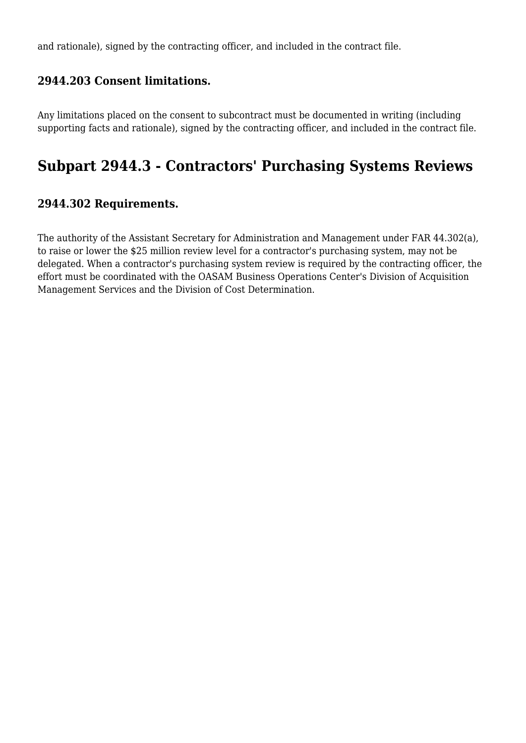and rationale), signed by the contracting officer, and included in the contract file.

### 2944.203 Consent limitations.

Any limitations placed on the consent to subcontract must be documented in writing (including supporting facts and rationale), signed by the contracting officer, and included in the contract file.

## Subpart 2944.3 - Contractors' Purchasing Systems Reviews

### 2944.302 Requirements.

The authority of the Assistant Secretary for Administration and Management under FAR 44.302(a), to raise or lower the $25 million review level for a contractor's purchasing system, may not be delegated. When a contractor's purchasing system review is required by the contracting officer, the effort must be coordinated with the OASAM Business Operations Center's Division of Acquisition Management Services and the Division of Cost Determination.